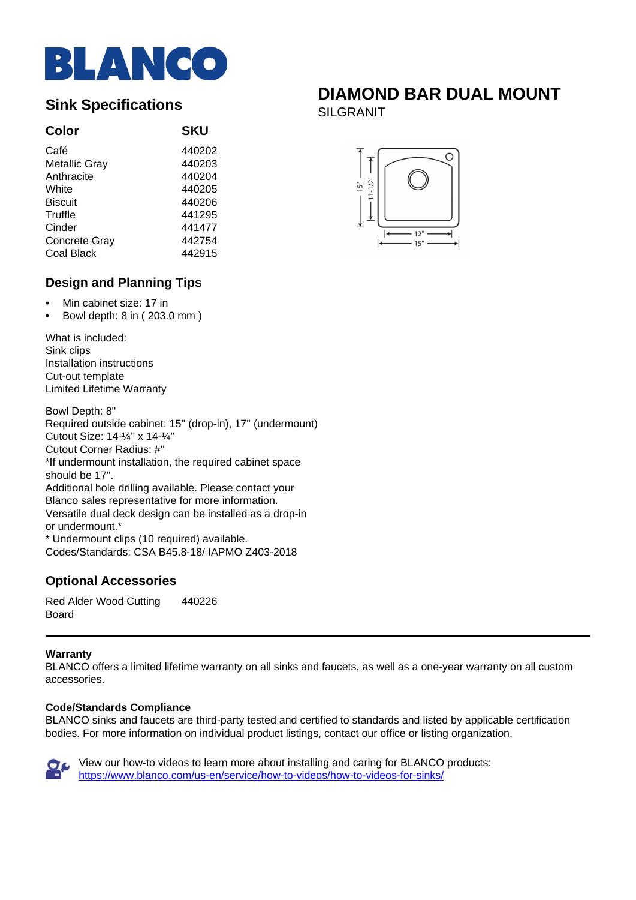# BLANCO

## DIAMOND BAR DUAL MOUNT

SILGRANIT

## Sink Specifications

| Color | SKU |
| --- | --- |
| Café | 440202 |
| Metallic Gray | 440203 |
| Anthracite | 440204 |
| White | 440205 |
| Biscuit | 440206 |
| Truffle | 441295 |
| Cinder | 441477 |
| Concrete Gray | 442754 |
| Coal Black | 442915 |

## Design and Planning Tips

- Min cabinet size: 17 in
- Bowl depth: 8 in ( 203.0 mm )

What is included:
Sink clips
Installation instructions
Cut-out template
Limited Lifetime Warranty

Bowl Depth: 8"
Required outside cabinet: 15" (drop-in), 17" (undermount)
Cutout Size: 14-¼" x 14-¼"
Cutout Corner Radius: #"
*If undermount installation, the required cabinet space should be 17".
Additional hole drilling available. Please contact your Blanco sales representative for more information.
Versatile dual deck design can be installed as a drop-in or undermount.*
* Undermount clips (10 required) available.
Codes/Standards: CSA B45.8-18/ IAPMO Z403-2018

## Optional Accessories

| | |
| --- | --- |
| Red Alder Wood Cutting Board | 440226 |

---

**Warranty**
BLANCO offers a limited lifetime warranty on all sinks and faucets, as well as a one-year warranty on all custom accessories.

**Code/Standards Compliance**
BLANCO sinks and faucets are third-party tested and certified to standards and listed by applicable certification bodies. For more information on individual product listings, contact our office or listing organization.

View our how-to videos to learn more about installing and caring for BLANCO products:
https://www.blanco.com/us-en/service/how-to-videos/how-to-videos-for-sinks/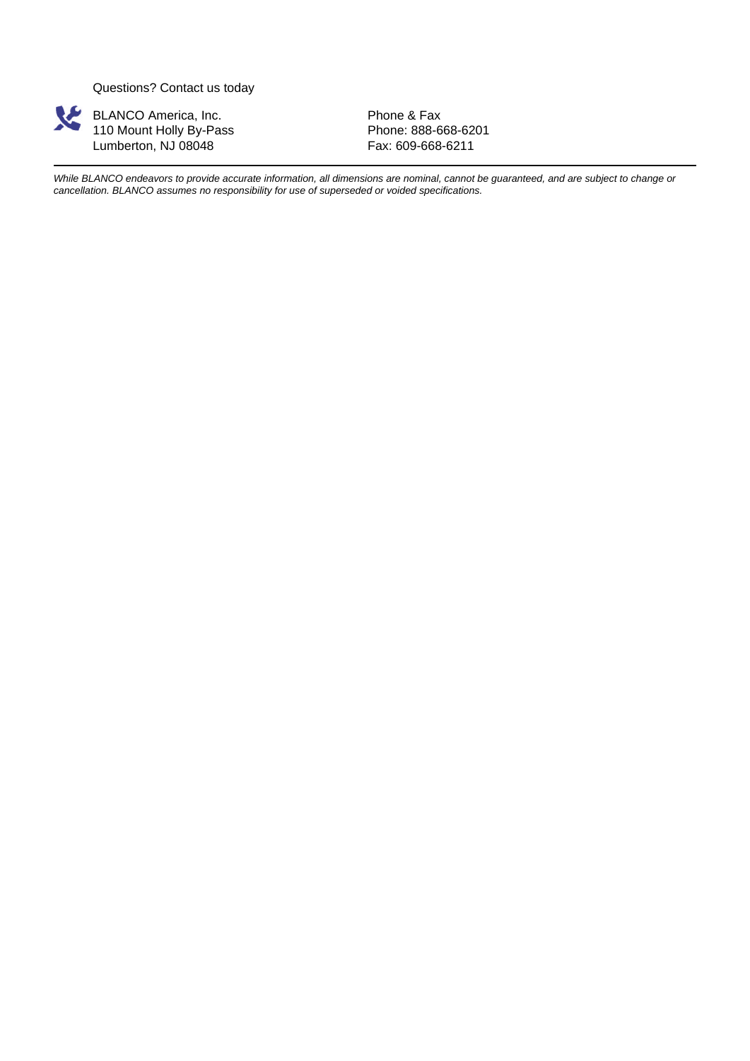Questions? Contact us today

BLANCO America, Inc.
110 Mount Holly By-Pass
Lumberton, NJ 08048

Phone & Fax
Phone: 888-668-6201
Fax: 609-668-6211

---

*While BLANCO endeavors to provide accurate information, all dimensions are nominal, cannot be guaranteed, and are subject to change or cancellation. BLANCO assumes no responsibility for use of superseded or voided specifications.*